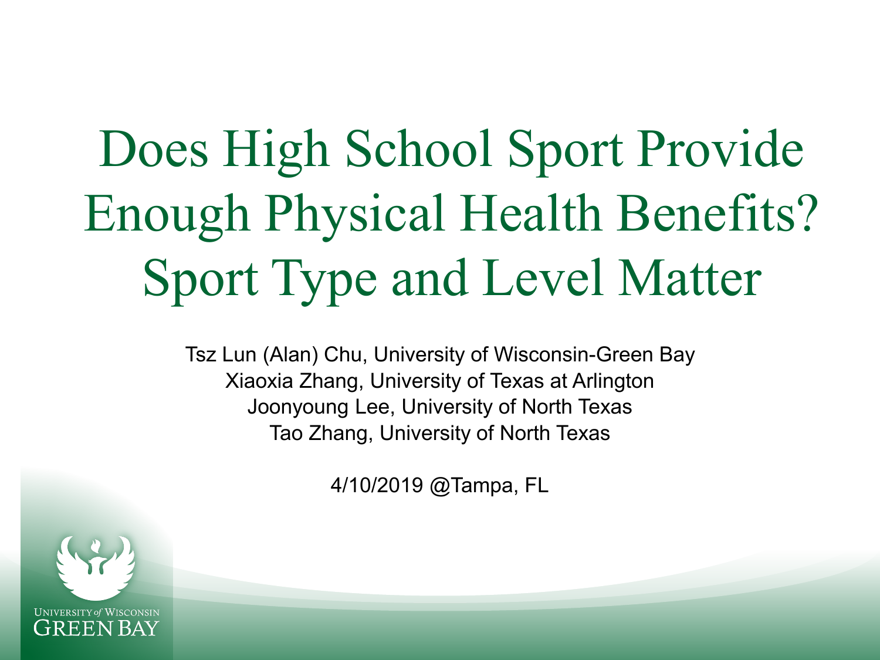# Does High School Sport Provide Enough Physical Health Benefits? Sport Type and Level Matter

Tsz Lun (Alan) Chu, University of Wisconsin-Green Bay
Xiaoxia Zhang, University of Texas at Arlington
Joonyoung Lee, University of North Texas
Tao Zhang, University of North Texas

4/10/2019 @Tampa, FL

University *of* Wisconsin
Green Bay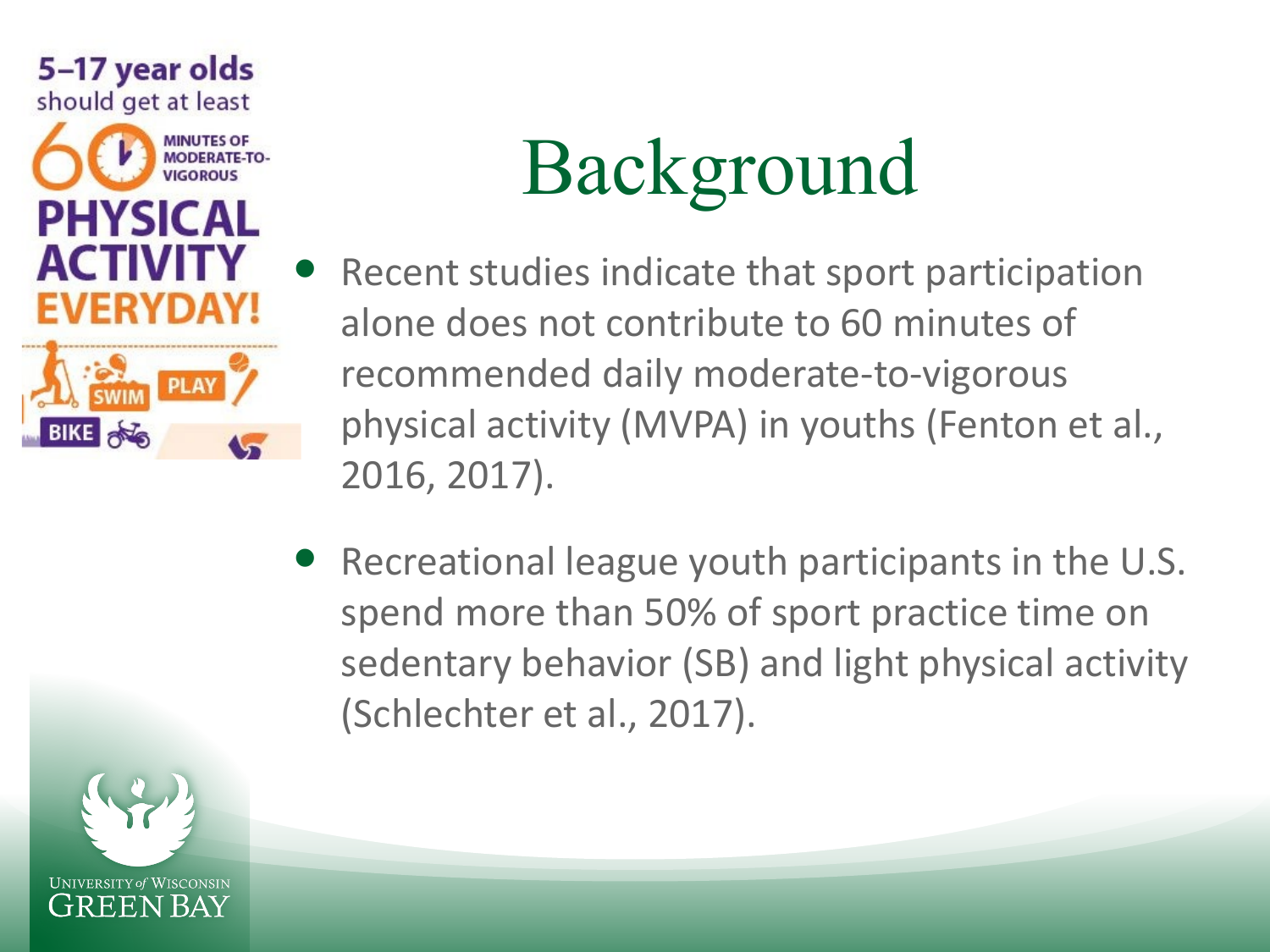5–17 year olds should get at least 60 MINUTES OF MODERATE-TO-VIGOROUS PHYSICAL ACTIVITY EVERYDAY!

SWIM PLAY BIKE

# Background

- Recent studies indicate that sport participation alone does not contribute to 60 minutes of recommended daily moderate-to-vigorous physical activity (MVPA) in youths (Fenton et al., 2016, 2017).
- Recreational league youth participants in the U.S. spend more than 50% of sport practice time on sedentary behavior (SB) and light physical activity (Schlechter et al., 2017).

University of Wisconsin Green Bay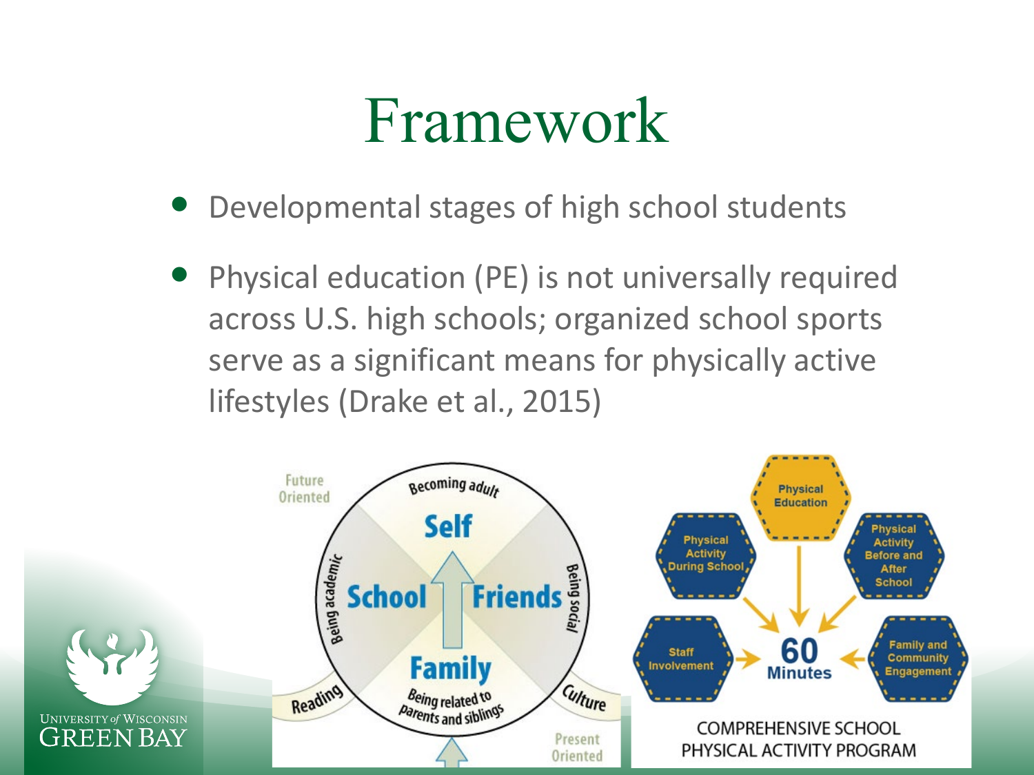# Framework

- Developmental stages of high school students
- Physical education (PE) is not universally required across U.S. high schools; organized school sports serve as a significant means for physically active lifestyles (Drake et al., 2015)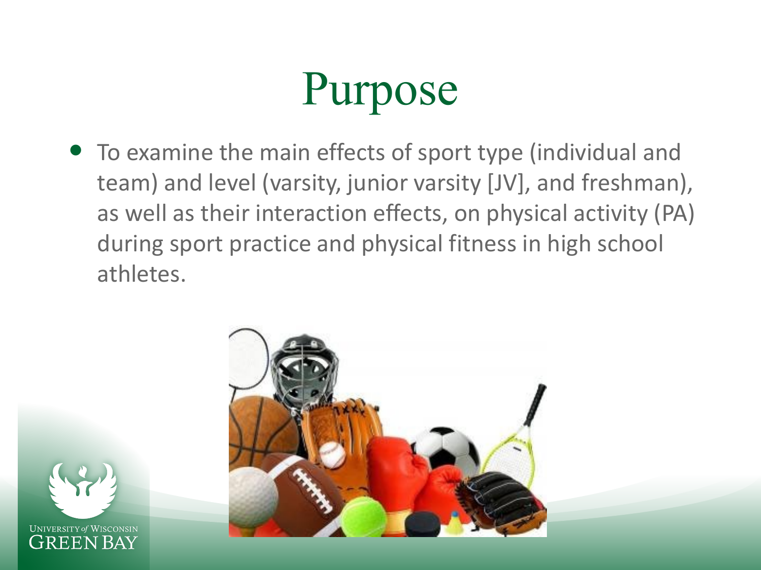# Purpose

- To examine the main effects of sport type (individual and team) and level (varsity, junior varsity [JV], and freshman), as well as their interaction effects, on physical activity (PA) during sport practice and physical fitness in high school athletes.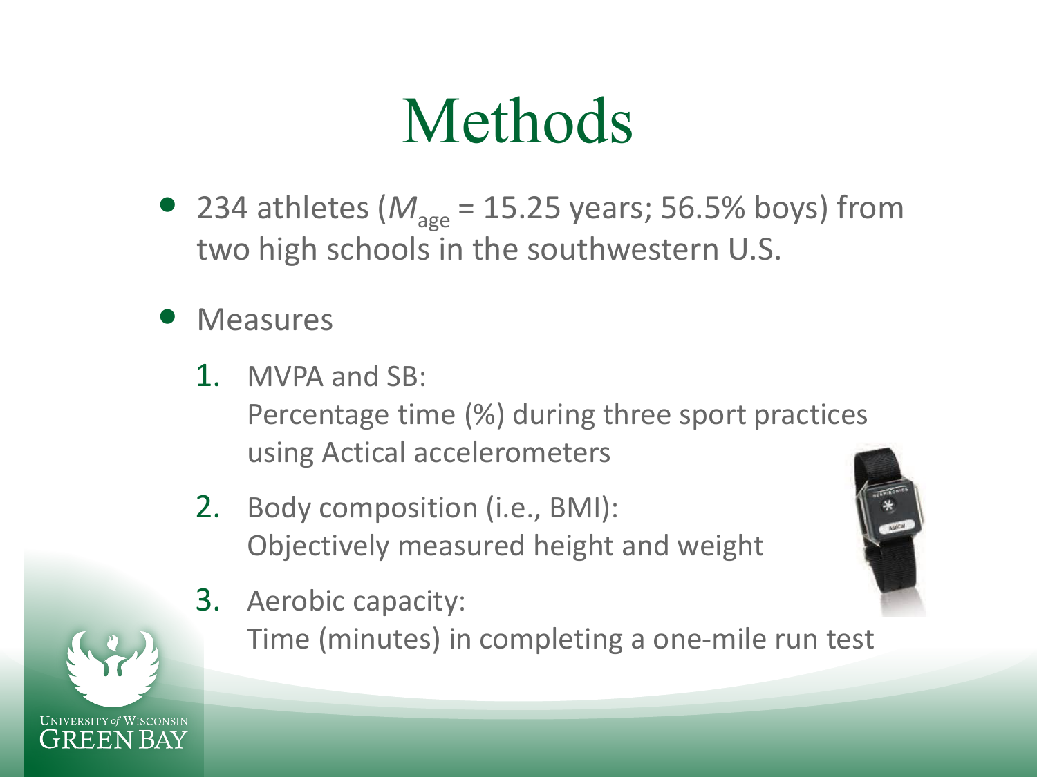# Methods

- 234 athletes ($M_{age}$ = 15.25 years; 56.5% boys) from two high schools in the southwestern U.S.
- Measures
  1. MVPA and SB:
     Percentage time (%) during three sport practices using Actical accelerometers
  2. Body composition (i.e., BMI):
     Objectively measured height and weight
  3. Aerobic capacity:
     Time (minutes) in completing a one-mile run test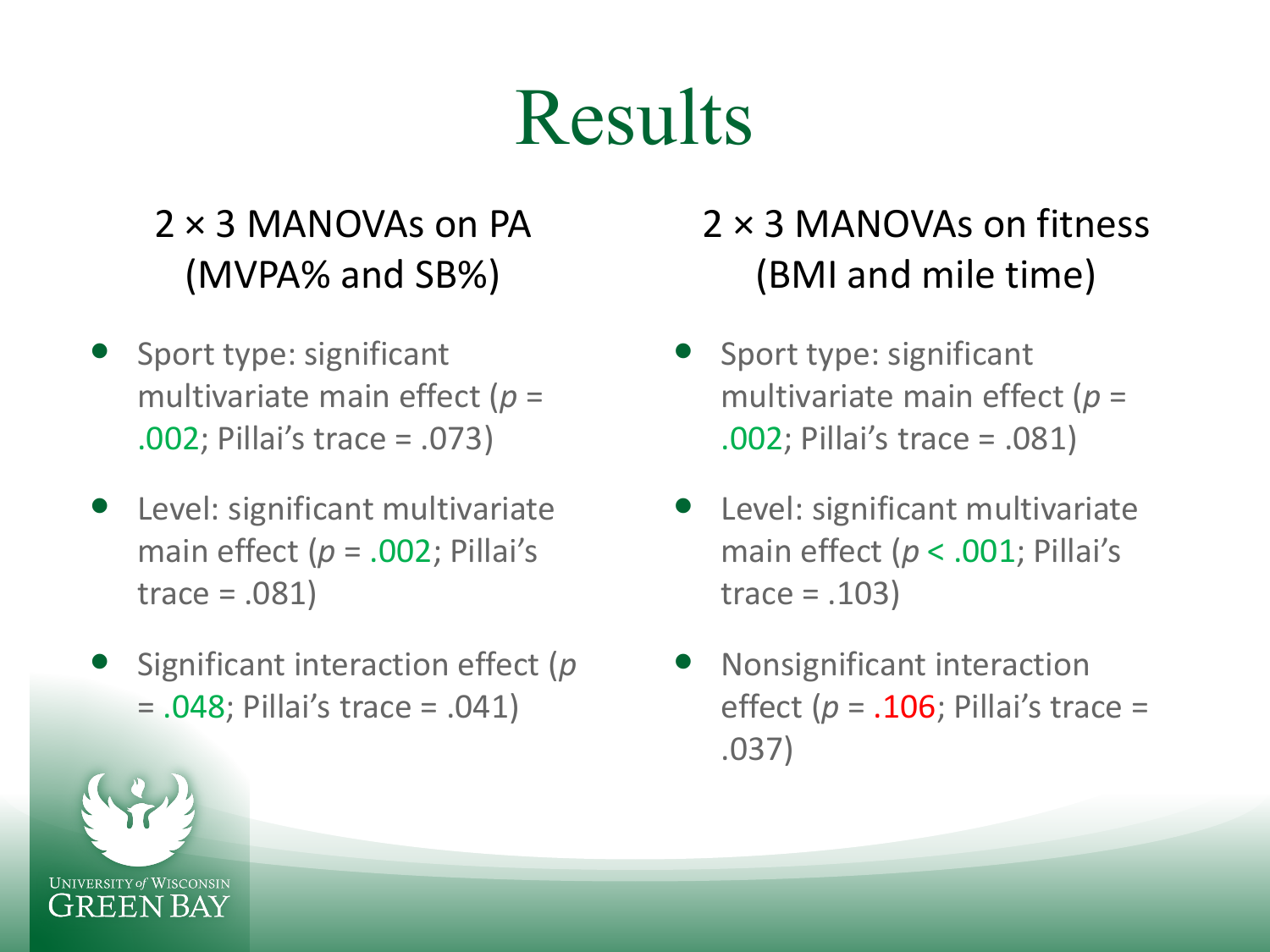# Results

## 2 × 3 MANOVAs on PA (MVPA% and SB%)

- Sport type: significant multivariate main effect ($p$ = .002; Pillai's trace = .073)
- Level: significant multivariate main effect ($p$ = .002; Pillai's trace = .081)
- Significant interaction effect ($p$ = .048; Pillai's trace = .041)

## 2 × 3 MANOVAs on fitness (BMI and mile time)

- Sport type: significant multivariate main effect ($p$ = .002; Pillai's trace = .081)
- Level: significant multivariate main effect ($p < .001$; Pillai's trace = .103)
- Nonsignificant interaction effect ($p$ = .106; Pillai's trace = .037)

UNIVERSITY of WISCONSIN GREEN BAY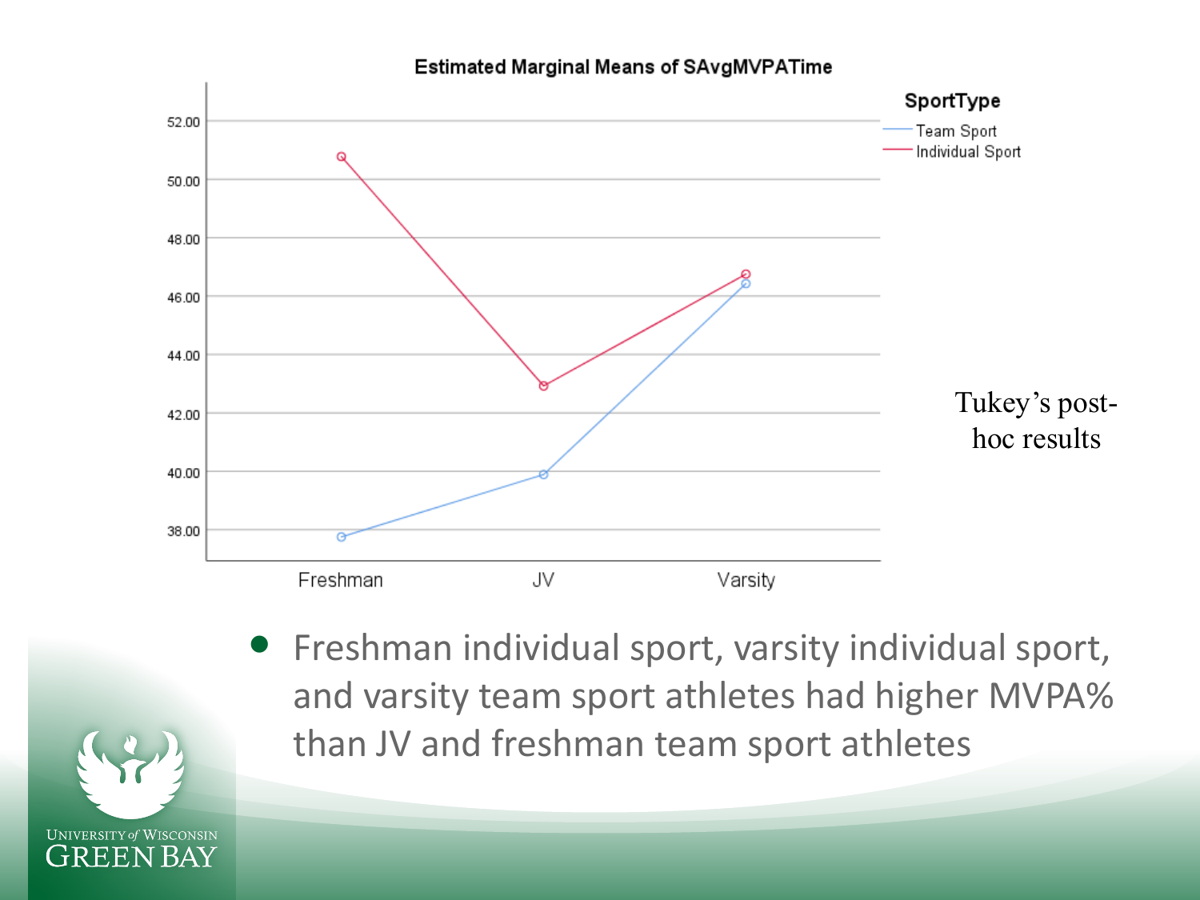Estimated Marginal Means of SAvgMVPATime

SportType
- Team Sport
- Individual Sport

Tukey's post-hoc results

- Freshman individual sport, varsity individual sport, and varsity team sport athletes had higher MVPA% than JV and freshman team sport athletes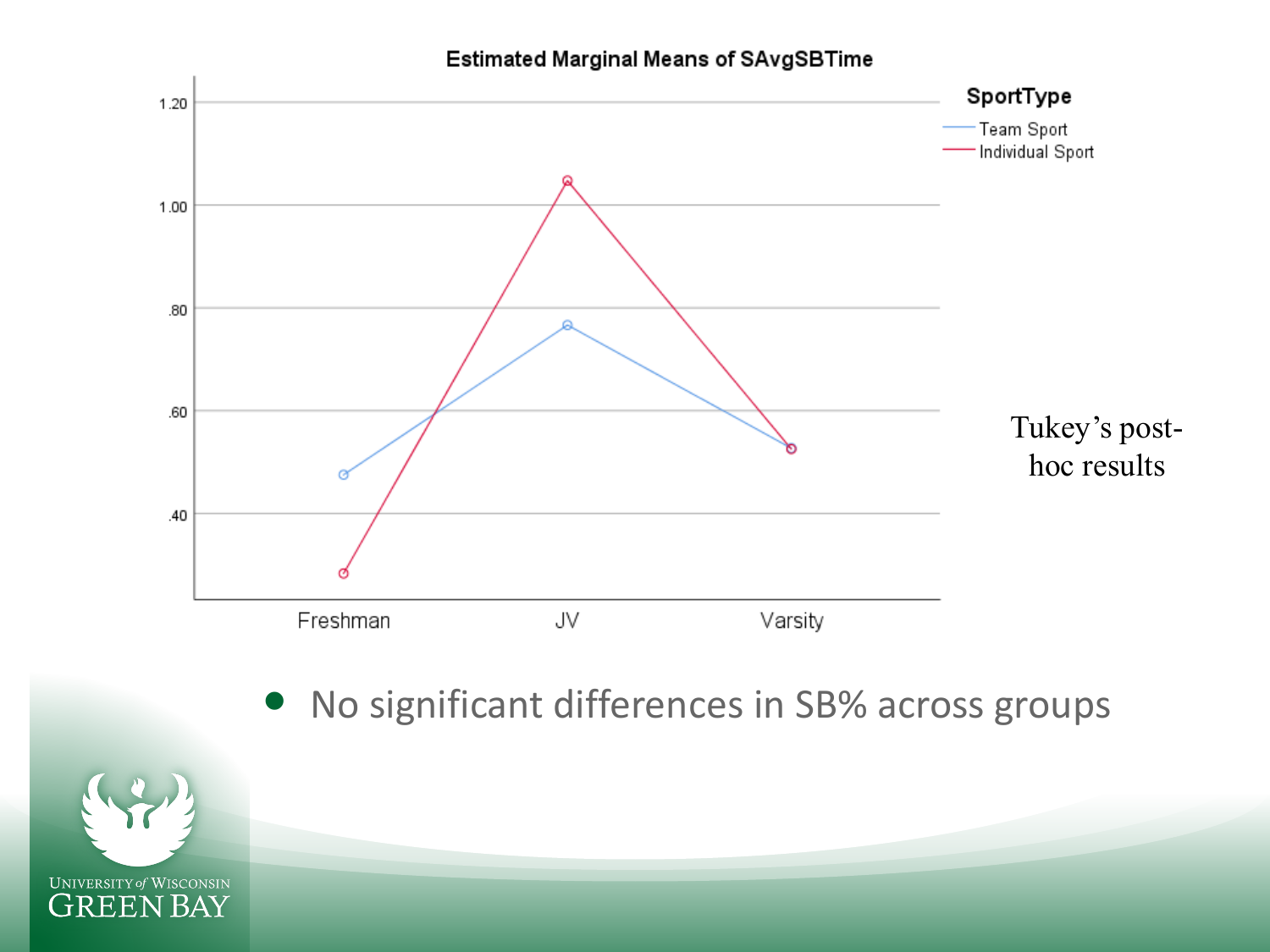Tukey's post-hoc results

- No significant differences in SB% across groups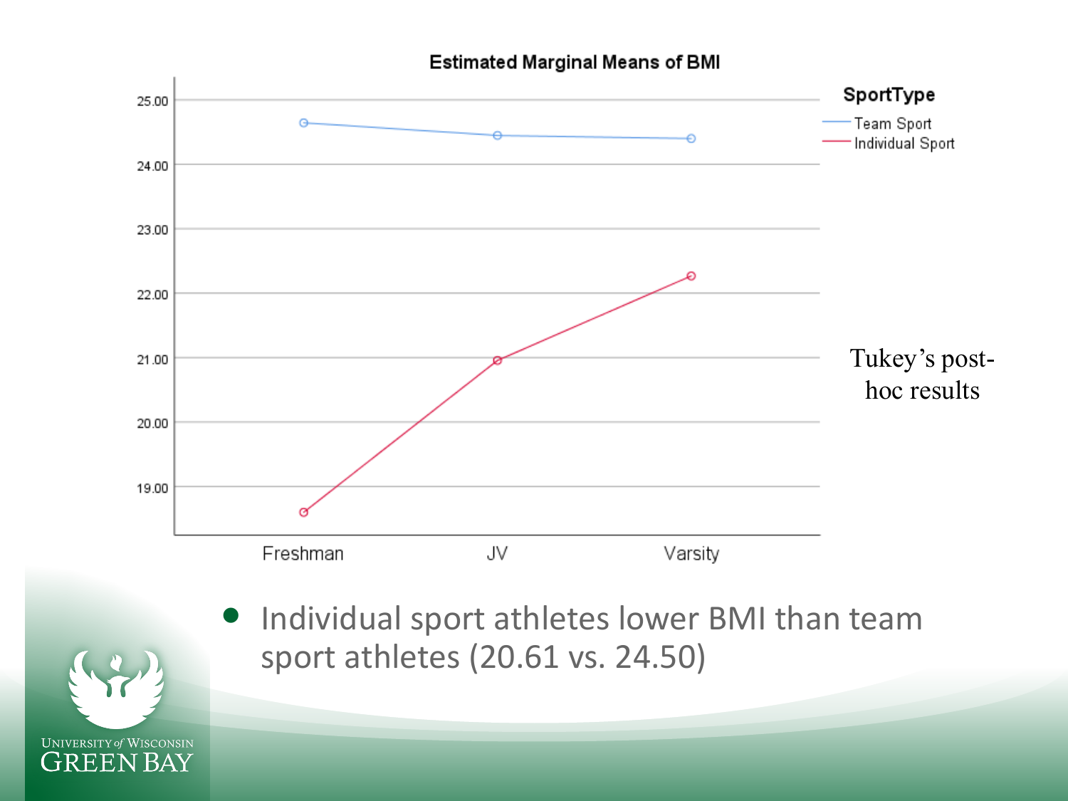Estimated Marginal Means of BMI

SportType
- Team Sport
- Individual Sport

Freshman | JV | Varsity

Tukey's post-hoc results

- Individual sport athletes lower BMI than team sport athletes (20.61 vs. 24.50)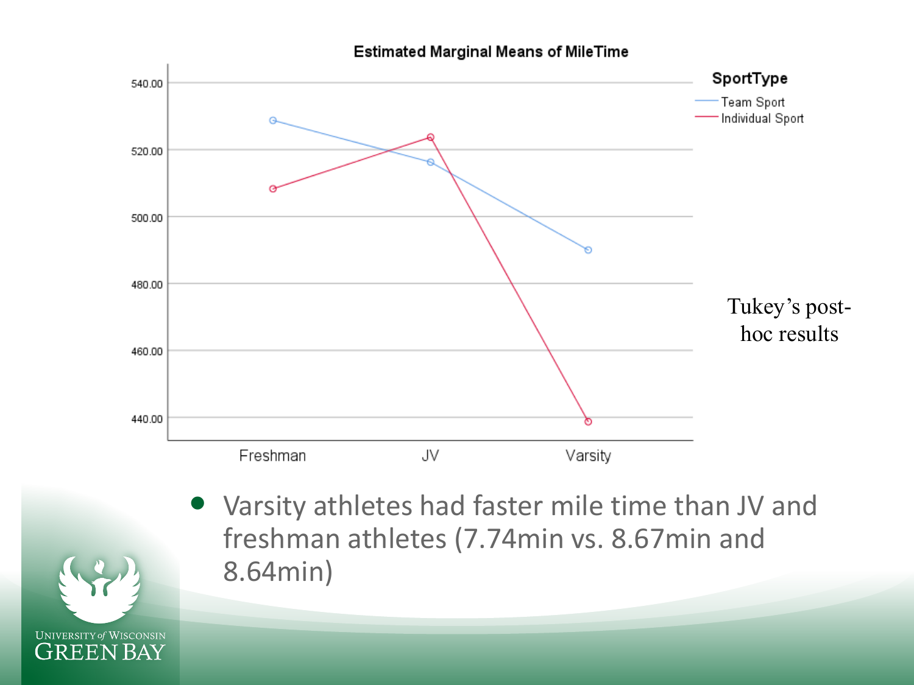**Estimated Marginal Means of MileTime**

SportType: Team Sport, Individual Sport

Y-axis: 440.00, 460.00, 480.00, 500.00, 520.00, 540.00

X-axis: Freshman, JV, Varsity

Tukey's post-hoc results

- Varsity athletes had faster mile time than JV and freshman athletes (7.74min vs. 8.67min and 8.64min)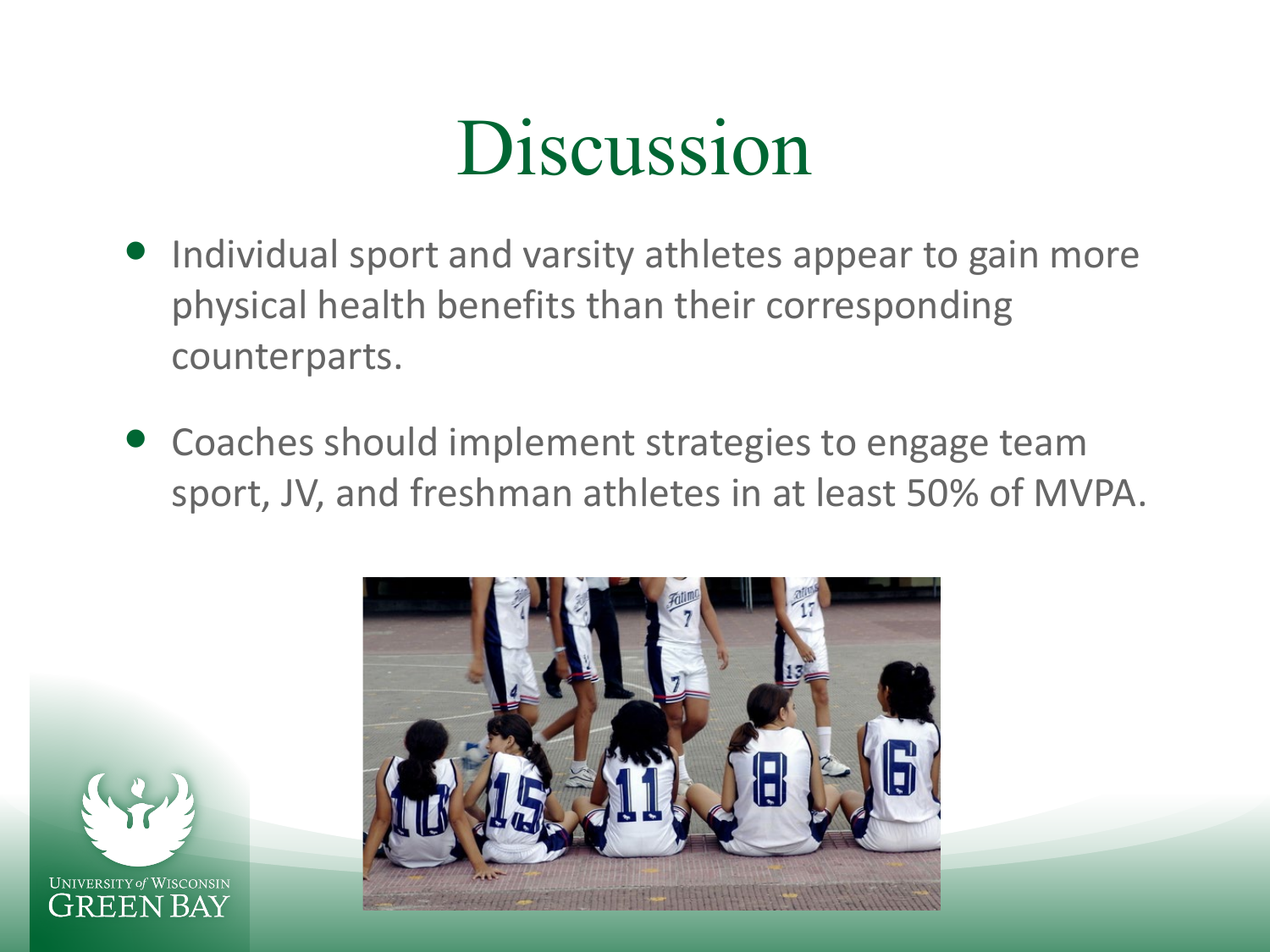# Discussion

- Individual sport and varsity athletes appear to gain more physical health benefits than their corresponding counterparts.
- Coaches should implement strategies to engage team sport, JV, and freshman athletes in at least 50% of MVPA.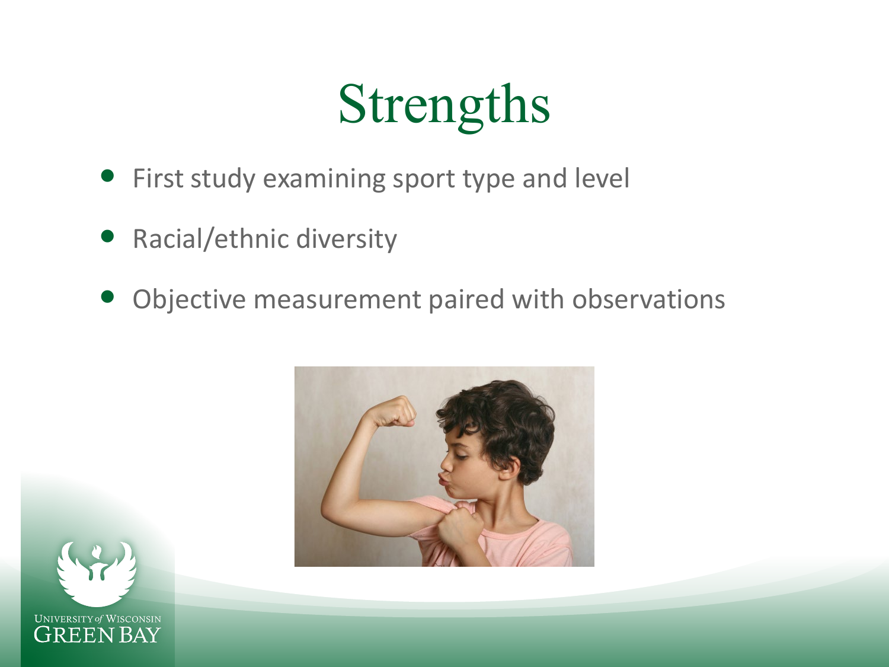# Strengths

- First study examining sport type and level
- Racial/ethnic diversity
- Objective measurement paired with observations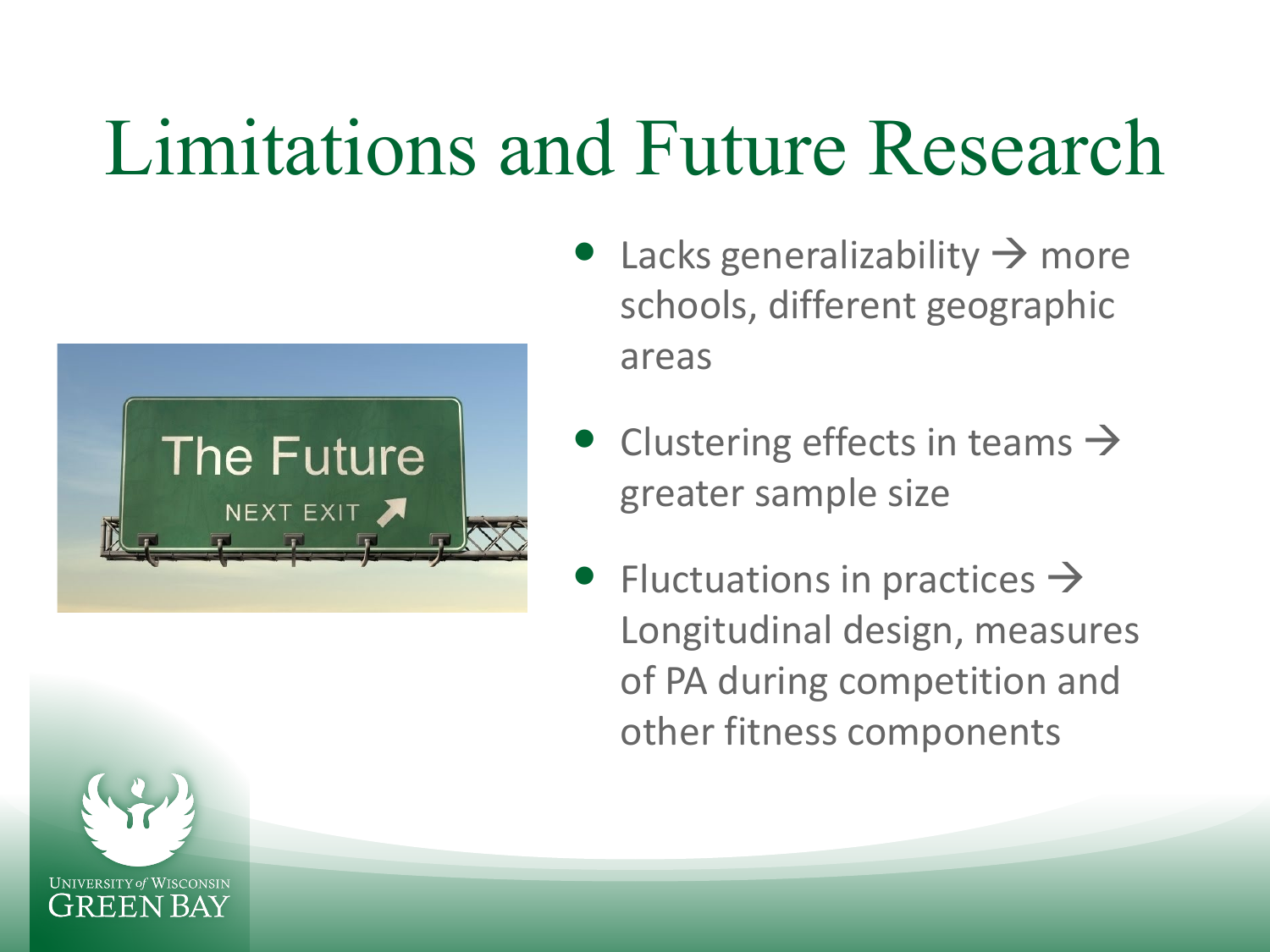# Limitations and Future Research

- Lacks generalizability → more schools, different geographic areas
- Clustering effects in teams → greater sample size
- Fluctuations in practices → Longitudinal design, measures of PA during competition and other fitness components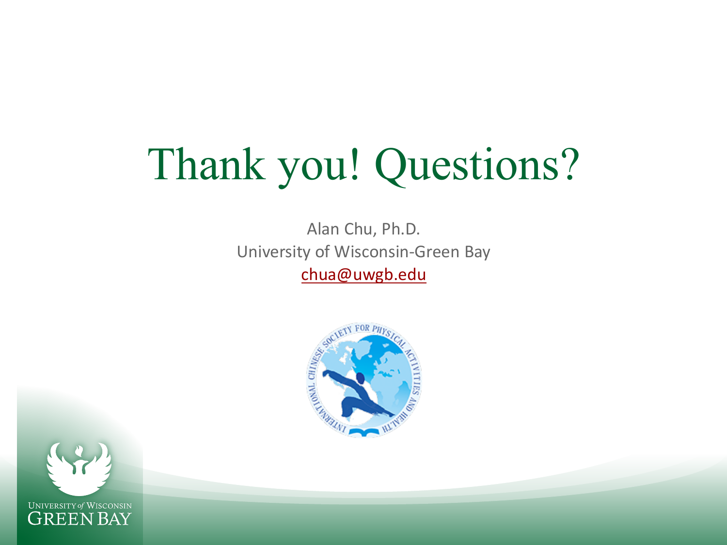# Thank you! Questions?

Alan Chu, Ph.D.
University of Wisconsin-Green Bay
chua@uwgb.edu